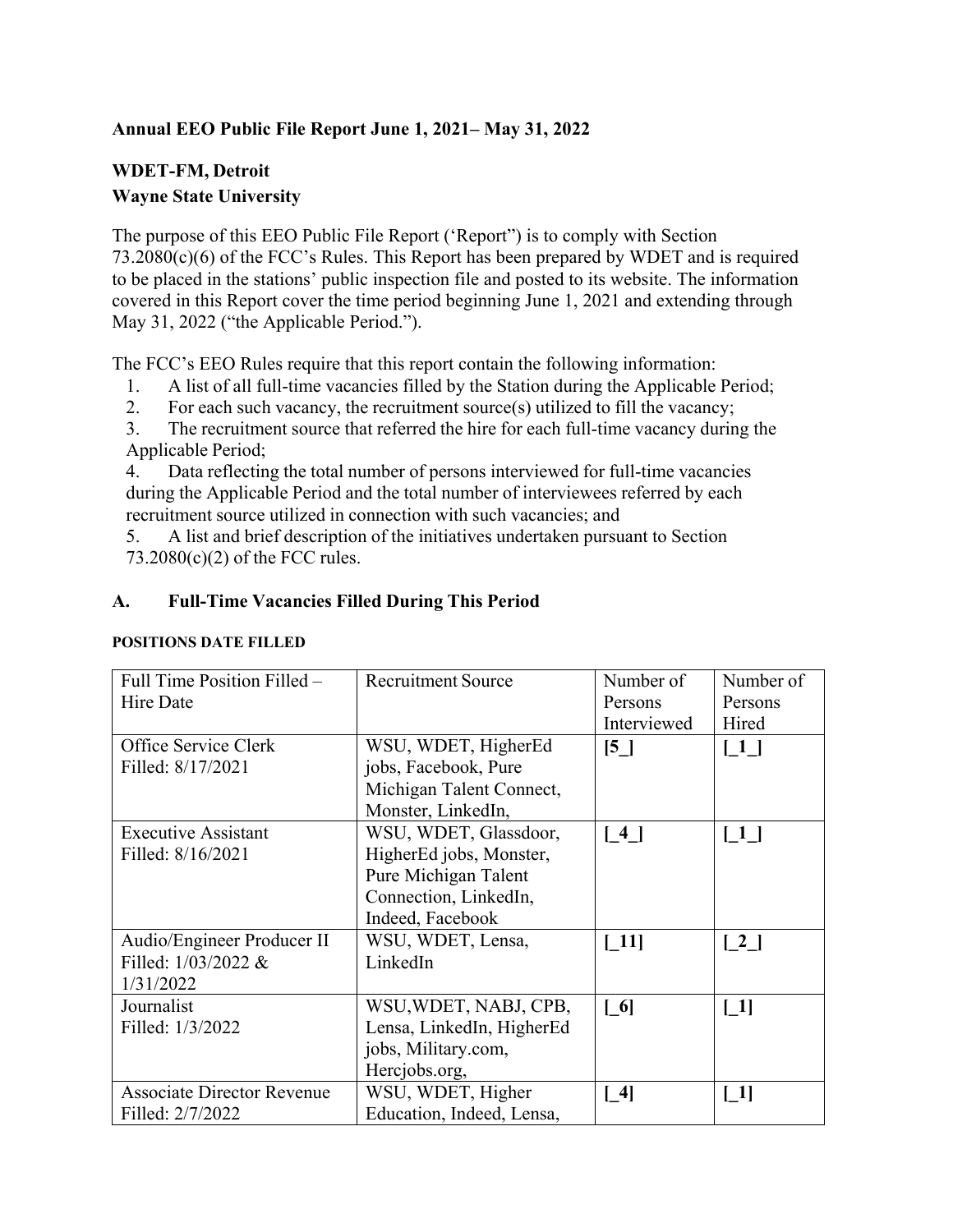**Annual EEO Public File Report June 1, 2021– May 31, 2022**

**WDET-FM, Detroit**
**Wayne State University**

The purpose of this EEO Public File Report ('Report") is to comply with Section 73.2080(c)(6) of the FCC's Rules. This Report has been prepared by WDET and is required to be placed in the stations' public inspection file and posted to its website. The information covered in this Report cover the time period beginning June 1, 2021 and extending through May 31, 2022 ("the Applicable Period.").

The FCC's EEO Rules require that this report contain the following information:

1. A list of all full-time vacancies filled by the Station during the Applicable Period;
2. For each such vacancy, the recruitment source(s) utilized to fill the vacancy;
3. The recruitment source that referred the hire for each full-time vacancy during the Applicable Period;
4. Data reflecting the total number of persons interviewed for full-time vacancies during the Applicable Period and the total number of interviewees referred by each recruitment source utilized in connection with such vacancies; and
5. A list and brief description of the initiatives undertaken pursuant to Section 73.2080(c)(2) of the FCC rules.

## A. Full-Time Vacancies Filled During This Period

**POSITIONS DATE FILLED**

| Full Time Position Filled – Hire Date | Recruitment Source | Number of Persons Interviewed | Number of Persons Hired |
|---|---|---|---|
| Office Service Clerk Filled: 8/17/2021 | WSU, WDET, HigherEd jobs, Facebook, Pure Michigan Talent Connect, Monster, LinkedIn, | **[5_]** | **[_1_]** |
| Executive Assistant Filled: 8/16/2021 | WSU, WDET, Glassdoor, HigherEd jobs, Monster, Pure Michigan Talent Connection, LinkedIn, Indeed, Facebook | **[_4_]** | **[_1_]** |
| Audio/Engineer Producer II Filled: 1/03/2022 & 1/31/2022 | WSU, WDET, Lensa, LinkedIn | **[_11]** | **[_2_]** |
| Journalist Filled: 1/3/2022 | WSU,WDET, NABJ, CPB, Lensa, LinkedIn, HigherEd jobs, Military.com, Hercjobs.org, | **[_6]** | **[_1]** |
| Associate Director Revenue Filled: 2/7/2022 | WSU, WDET, Higher Education, Indeed, Lensa, | **[_4]** | **[_1]** |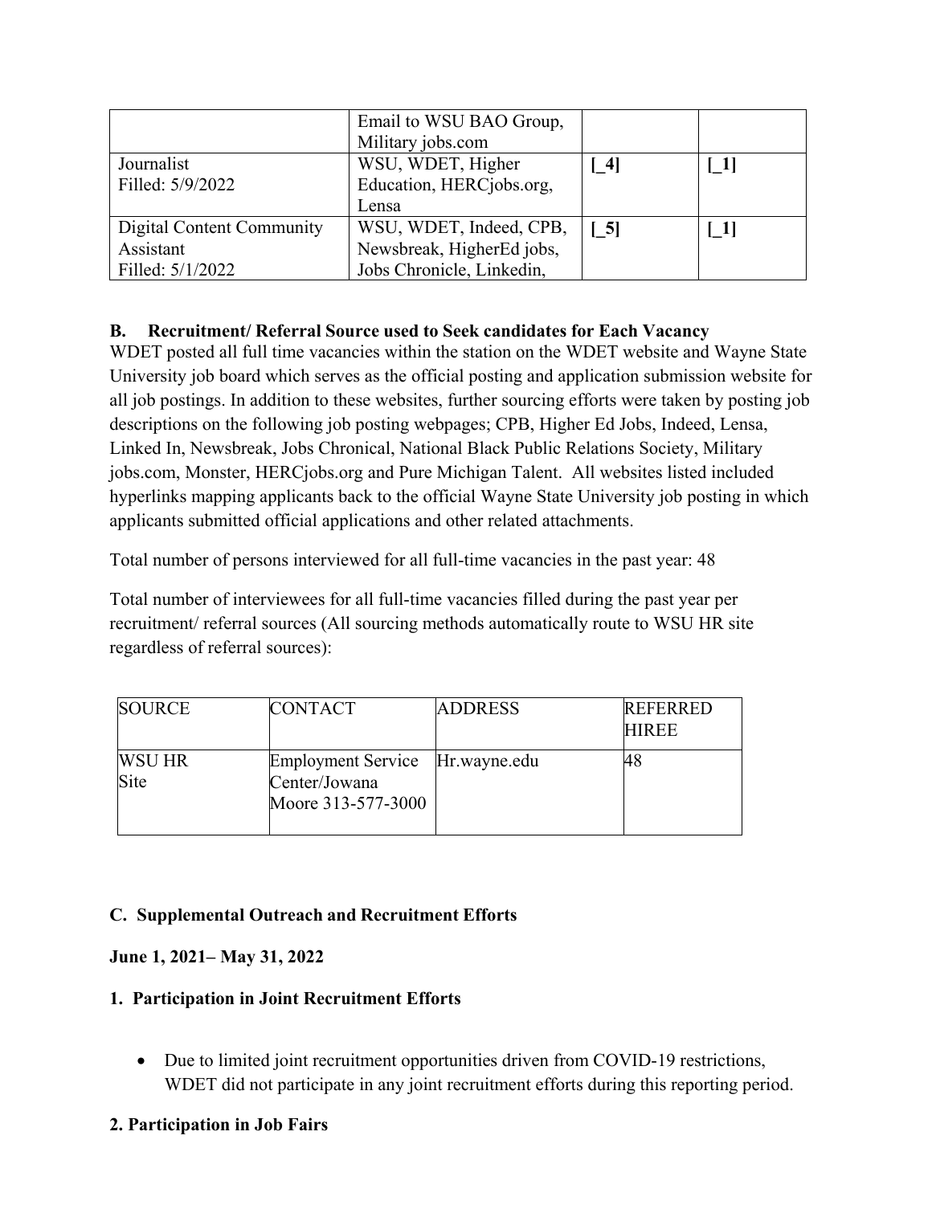| | | | |
|---|---|---|---|
| | Email to WSU BAO Group, Military jobs.com | | |
| Journalist<br>Filled: 5/9/2022 | WSU, WDET, Higher Education, HERCjobs.org, Lensa | **[_4]** | **[_1]** |
| Digital Content Community Assistant<br>Filled: 5/1/2022 | WSU, WDET, Indeed, CPB, Newsbreak, HigherEd jobs, Jobs Chronicle, Linkedin, | **[_5]** | **[_1]** |

**B. Recruitment/ Referral Source used to Seek candidates for Each Vacancy**

WDET posted all full time vacancies within the station on the WDET website and Wayne State University job board which serves as the official posting and application submission website for all job postings. In addition to these websites, further sourcing efforts were taken by posting job descriptions on the following job posting webpages; CPB, Higher Ed Jobs, Indeed, Lensa, Linked In, Newsbreak, Jobs Chronical, National Black Public Relations Society, Military jobs.com, Monster, HERCjobs.org and Pure Michigan Talent. All websites listed included hyperlinks mapping applicants back to the official Wayne State University job posting in which applicants submitted official applications and other related attachments.

Total number of persons interviewed for all full-time vacancies in the past year: 48

Total number of interviewees for all full-time vacancies filled during the past year per recruitment/ referral sources (All sourcing methods automatically route to WSU HR site regardless of referral sources):

| SOURCE | CONTACT | ADDRESS | REFERRED HIREE |
|---|---|---|---|
| WSU HR Site | Employment Service Center/Jowana Moore 313-577-3000 | Hr.wayne.edu | 48 |

**C. Supplemental Outreach and Recruitment Efforts**

**June 1, 2021– May 31, 2022**

**1. Participation in Joint Recruitment Efforts**

- Due to limited joint recruitment opportunities driven from COVID-19 restrictions, WDET did not participate in any joint recruitment efforts during this reporting period.

**2. Participation in Job Fairs**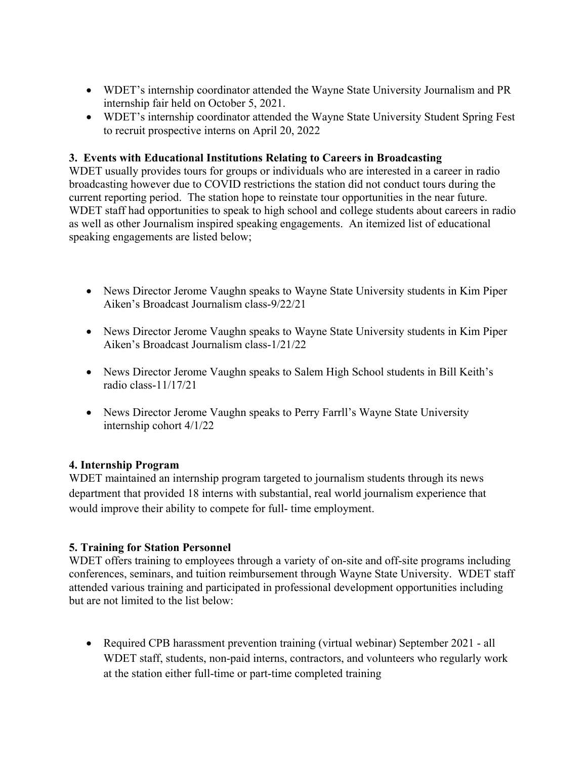- WDET's internship coordinator attended the Wayne State University Journalism and PR internship fair held on October 5, 2021.
- WDET's internship coordinator attended the Wayne State University Student Spring Fest to recruit prospective interns on April 20, 2022

### 3. Events with Educational Institutions Relating to Careers in Broadcasting

WDET usually provides tours for groups or individuals who are interested in a career in radio broadcasting however due to COVID restrictions the station did not conduct tours during the current reporting period. The station hope to reinstate tour opportunities in the near future. WDET staff had opportunities to speak to high school and college students about careers in radio as well as other Journalism inspired speaking engagements. An itemized list of educational speaking engagements are listed below;

- News Director Jerome Vaughn speaks to Wayne State University students in Kim Piper Aiken's Broadcast Journalism class-9/22/21
- News Director Jerome Vaughn speaks to Wayne State University students in Kim Piper Aiken's Broadcast Journalism class-1/21/22
- News Director Jerome Vaughn speaks to Salem High School students in Bill Keith's radio class-11/17/21
- News Director Jerome Vaughn speaks to Perry Farrll's Wayne State University internship cohort 4/1/22

### 4. Internship Program

WDET maintained an internship program targeted to journalism students through its news department that provided 18 interns with substantial, real world journalism experience that would improve their ability to compete for full- time employment.

### 5. Training for Station Personnel

WDET offers training to employees through a variety of on-site and off-site programs including conferences, seminars, and tuition reimbursement through Wayne State University. WDET staff attended various training and participated in professional development opportunities including but are not limited to the list below:

- Required CPB harassment prevention training (virtual webinar) September 2021 - all WDET staff, students, non-paid interns, contractors, and volunteers who regularly work at the station either full-time or part-time completed training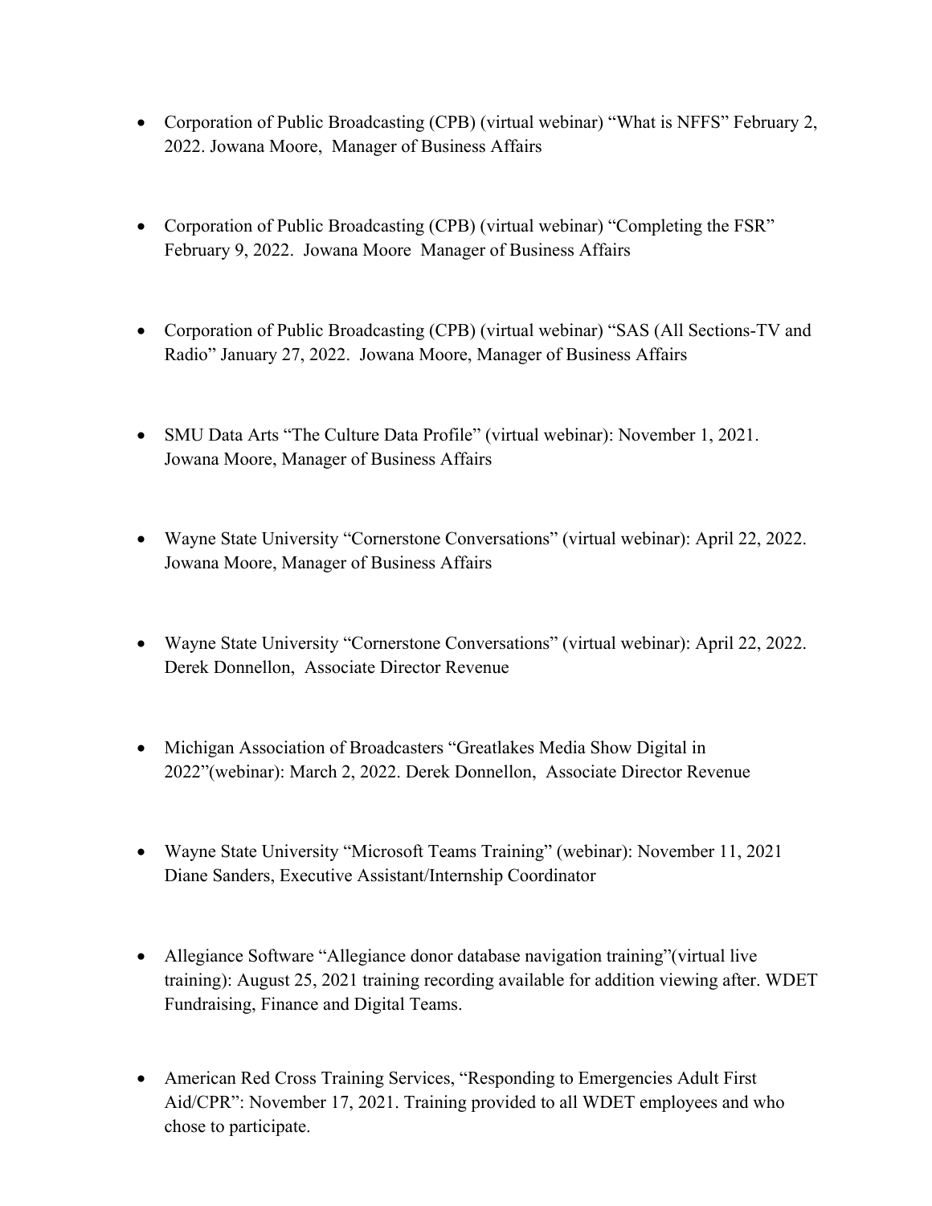- Corporation of Public Broadcasting (CPB) (virtual webinar) "What is NFFS" February 2, 2022. Jowana Moore, Manager of Business Affairs

- Corporation of Public Broadcasting (CPB) (virtual webinar) "Completing the FSR" February 9, 2022. Jowana Moore Manager of Business Affairs

- Corporation of Public Broadcasting (CPB) (virtual webinar) "SAS (All Sections-TV and Radio" January 27, 2022. Jowana Moore, Manager of Business Affairs

- SMU Data Arts "The Culture Data Profile" (virtual webinar): November 1, 2021. Jowana Moore, Manager of Business Affairs

- Wayne State University "Cornerstone Conversations" (virtual webinar): April 22, 2022. Jowana Moore, Manager of Business Affairs

- Wayne State University "Cornerstone Conversations" (virtual webinar): April 22, 2022. Derek Donnellon, Associate Director Revenue

- Michigan Association of Broadcasters "Greatlakes Media Show Digital in 2022"(webinar): March 2, 2022. Derek Donnellon, Associate Director Revenue

- Wayne State University "Microsoft Teams Training" (webinar): November 11, 2021 Diane Sanders, Executive Assistant/Internship Coordinator

- Allegiance Software "Allegiance donor database navigation training"(virtual live training): August 25, 2021 training recording available for addition viewing after. WDET Fundraising, Finance and Digital Teams.

- American Red Cross Training Services, "Responding to Emergencies Adult First Aid/CPR": November 17, 2021. Training provided to all WDET employees and who chose to participate.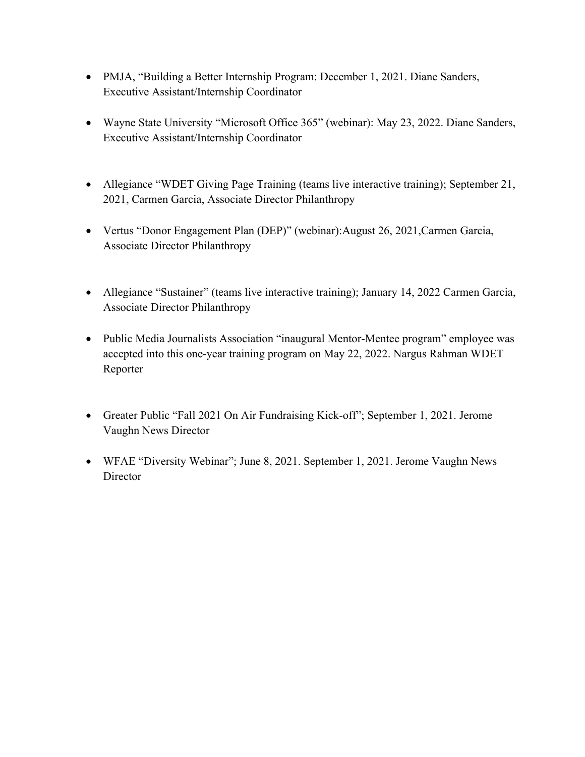- PMJA, "Building a Better Internship Program: December 1, 2021. Diane Sanders, Executive Assistant/Internship Coordinator

- Wayne State University "Microsoft Office 365" (webinar): May 23, 2022. Diane Sanders, Executive Assistant/Internship Coordinator

- Allegiance "WDET Giving Page Training (teams live interactive training); September 21, 2021, Carmen Garcia, Associate Director Philanthropy

- Vertus "Donor Engagement Plan (DEP)" (webinar):August 26, 2021,Carmen Garcia, Associate Director Philanthropy

- Allegiance "Sustainer" (teams live interactive training); January 14, 2022 Carmen Garcia, Associate Director Philanthropy

- Public Media Journalists Association "inaugural Mentor-Mentee program" employee was accepted into this one-year training program on May 22, 2022. Nargus Rahman WDET Reporter

- Greater Public "Fall 2021 On Air Fundraising Kick-off"; September 1, 2021. Jerome Vaughn News Director

- WFAE "Diversity Webinar"; June 8, 2021. September 1, 2021. Jerome Vaughn News Director